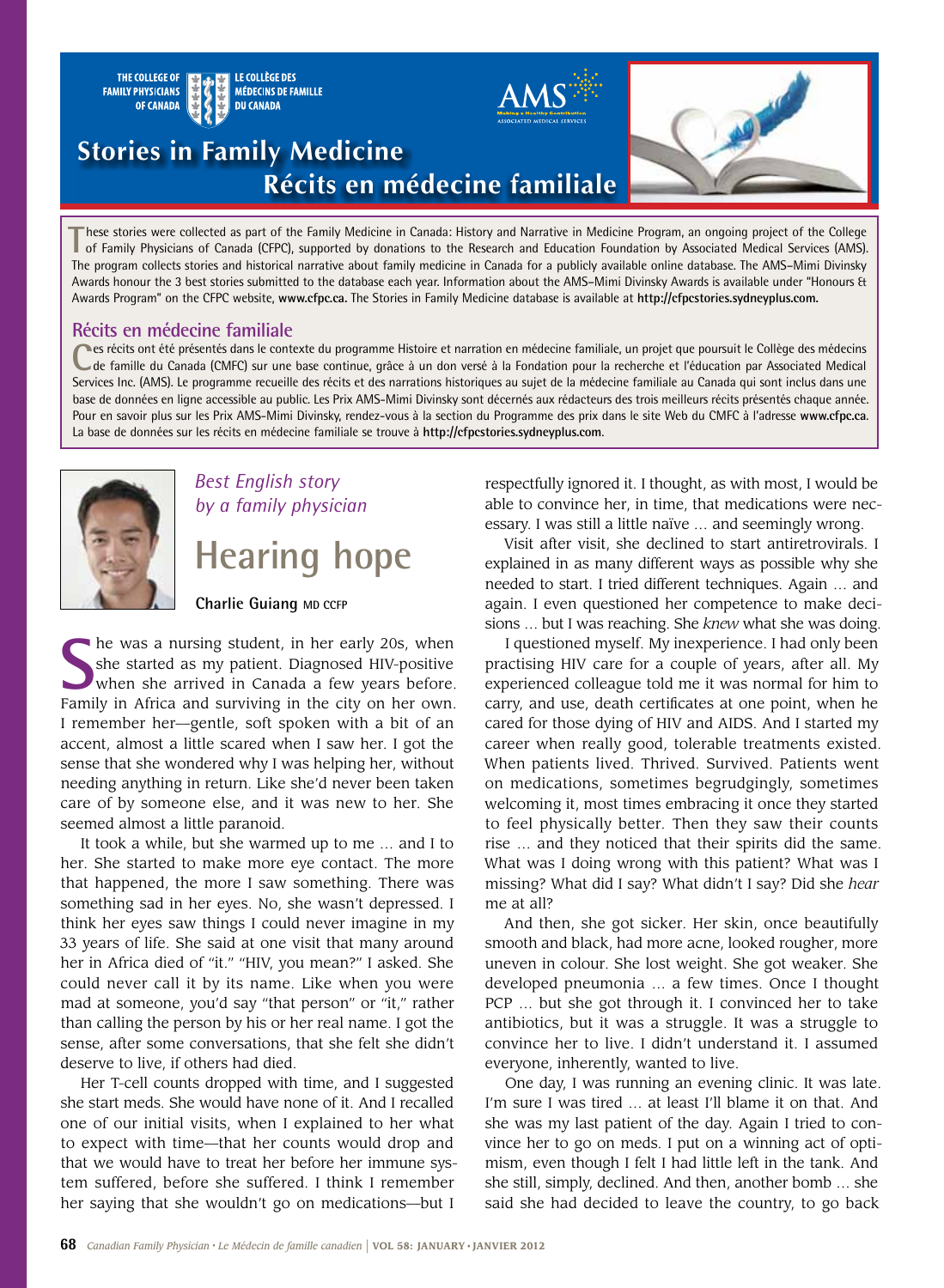THE COLLEGE OF FAMILY PHYSICIANS OF CANADA | LE COLLÈGE DES MÉDECINS DE FAMILLE DU CANADA

AMS — Making a Healthy Contribution — ASSOCIATED MEDICAL SERVICES

# Stories in Family Medicine
# Récits en médecine familiale

These stories were collected as part of the Family Medicine in Canada: History and Narrative in Medicine Program, an ongoing project of the College of Family Physicians of Canada (CFPC), supported by donations to the Research and Education Foundation by Associated Medical Services (AMS). The program collects stories and historical narrative about family medicine in Canada for a publicly available online database. The AMS–Mimi Divinsky Awards honour the 3 best stories submitted to the database each year. Information about the AMS–Mimi Divinsky Awards is available under "Honours & Awards Program" on the CFPC website, **www.cfpc.ca.** The Stories in Family Medicine database is available at **http://cfpcstories.sydneyplus.com.**

## Récits en médecine familiale

Ces récits ont été présentés dans le contexte du programme Histoire et narration en médecine familiale, un projet que poursuit le Collège des médecins de famille du Canada (CMFC) sur une base continue, grâce à un don versé à la Fondation pour la recherche et l'éducation par Associated Medical Services Inc. (AMS). Le programme recueille des récits et des narrations historiques au sujet de la médecine familiale au Canada qui sont inclus dans une base de données en ligne accessible au public. Les Prix AMS-Mimi Divinsky sont décernés aux rédacteurs des trois meilleurs récits présentés chaque année. Pour en savoir plus sur les Prix AMS-Mimi Divinsky, rendez-vous à la section du Programme des prix dans le site Web du CMFC à l'adresse **www.cfpc.ca**. La base de données sur les récits en médecine familiale se trouve à **http://cfpcstories.sydneyplus.com**.

*Best English story by a family physician*

# Hearing hope

**Charlie Guiang** MD CCFP

She was a nursing student, in her early 20s, when she started as my patient. Diagnosed HIV-positive when she arrived in Canada a few years before. Family in Africa and surviving in the city on her own. I remember her—gentle, soft spoken with a bit of an accent, almost a little scared when I saw her. I got the sense that she wondered why I was helping her, without needing anything in return. Like she'd never been taken care of by someone else, and it was new to her. She seemed almost a little paranoid.

It took a while, but she warmed up to me … and I to her. She started to make more eye contact. The more that happened, the more I saw something. There was something sad in her eyes. No, she wasn't depressed. I think her eyes saw things I could never imagine in my 33 years of life. She said at one visit that many around her in Africa died of "it." "HIV, you mean?" I asked. She could never call it by its name. Like when you were mad at someone, you'd say "that person" or "it," rather than calling the person by his or her real name. I got the sense, after some conversations, that she felt she didn't deserve to live, if others had died.

Her T-cell counts dropped with time, and I suggested she start meds. She would have none of it. And I recalled one of our initial visits, when I explained to her what to expect with time—that her counts would drop and that we would have to treat her before her immune system suffered, before she suffered. I think I remember her saying that she wouldn't go on medications—but I respectfully ignored it. I thought, as with most, I would be able to convince her, in time, that medications were necessary. I was still a little naïve … and seemingly wrong.

Visit after visit, she declined to start antiretrovirals. I explained in as many different ways as possible why she needed to start. I tried different techniques. Again … and again. I even questioned her competence to make decisions … but I was reaching. She *knew* what she was doing.

I questioned myself. My inexperience. I had only been practising HIV care for a couple of years, after all. My experienced colleague told me it was normal for him to carry, and use, death certificates at one point, when he cared for those dying of HIV and AIDS. And I started my career when really good, tolerable treatments existed. When patients lived. Thrived. Survived. Patients went on medications, sometimes begrudgingly, sometimes welcoming it, most times embracing it once they started to feel physically better. Then they saw their counts rise … and they noticed that their spirits did the same. What was I doing wrong with this patient? What was I missing? What did I say? What didn't I say? Did she *hear* me at all?

And then, she got sicker. Her skin, once beautifully smooth and black, had more acne, looked rougher, more uneven in colour. She lost weight. She got weaker. She developed pneumonia … a few times. Once I thought PCP … but she got through it. I convinced her to take antibiotics, but it was a struggle. It was a struggle to convince her to live. I didn't understand it. I assumed everyone, inherently, wanted to live.

One day, I was running an evening clinic. It was late. I'm sure I was tired … at least I'll blame it on that. And she was my last patient of the day. Again I tried to convince her to go on meds. I put on a winning act of optimism, even though I felt I had little left in the tank. And she still, simply, declined. And then, another bomb … she said that she had decided to leave the country, to go back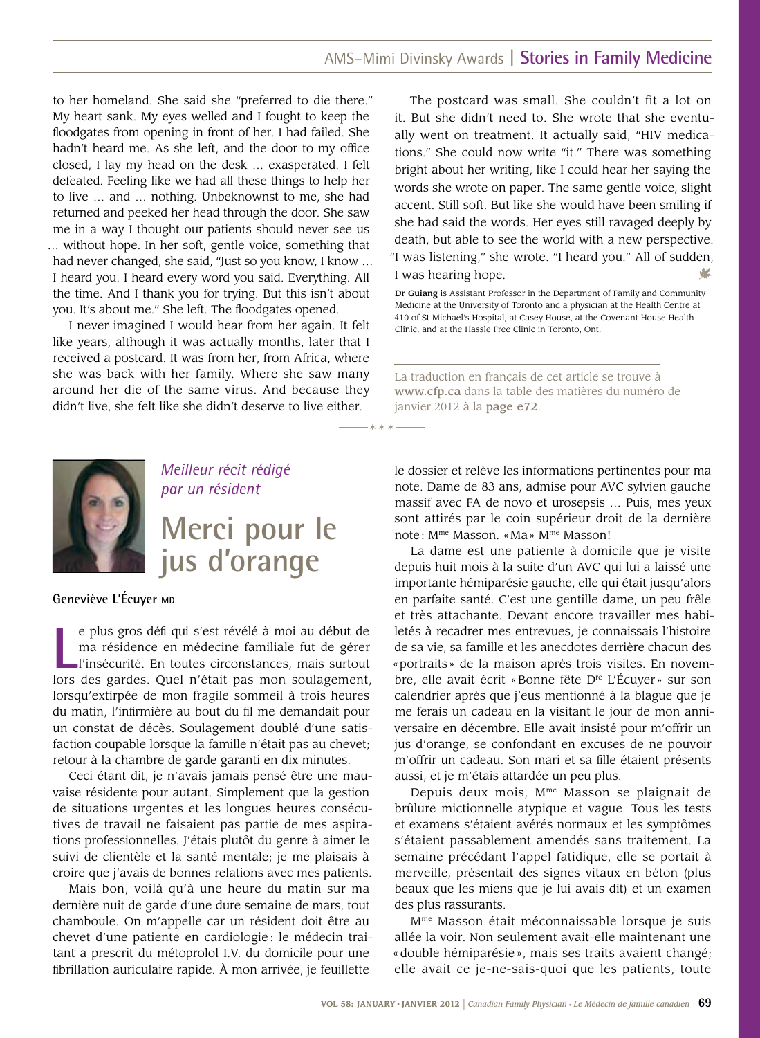to her homeland. She said she "preferred to die there." My heart sank. My eyes welled and I fought to keep the floodgates from opening in front of her. I had failed. She hadn't heard me. As she left, and the door to my office closed, I lay my head on the desk ... exasperated. I felt defeated. Feeling like we had all these things to help her to live ... and ... nothing. Unbeknownst to me, she had returned and peeked her head through the door. She saw me in a way I thought our patients should never see us ... without hope. In her soft, gentle voice, something that had never changed, she said, "Just so you know, I know ... I heard you. I heard every word you said. Everything. All the time. And I thank you for trying. But this isn't about you. It's about me." She left. The floodgates opened.

I never imagined I would hear from her again. It felt like years, although it was actually months, later that I received a postcard. It was from her, from Africa, where she was back with her family. Where she saw many around her die of the same virus. And because they didn't live, she felt like she didn't deserve to live either.

The postcard was small. She couldn't fit a lot on it. But she didn't need to. She wrote that she eventually went on treatment. It actually said, "HIV medications." She could now write "it." There was something bright about her writing, like I could hear her saying the words she wrote on paper. The same gentle voice, slight accent. Still soft. But like she would have been smiling if she had said the words. Her eyes still ravaged deeply by death, but able to see the world with a new perspective. "I was listening," she wrote. "I heard you." All of sudden, I was hearing hope.

**Dr Guiang** is Assistant Professor in the Department of Family and Community Medicine at the University of Toronto and a physician at the Health Centre at 410 of St Michael's Hospital, at Casey House, at the Covenant House Health Clinic, and at the Hassle Free Clinic in Toronto, Ont.

La traduction en français de cet article se trouve à **www.cfp.ca** dans la table des matières du numéro de janvier 2012 à la **page e72**.

\* \* \*

*Meilleur récit rédigé par un résident*

# Merci pour le jus d'orange

**Geneviève L'Écuyer MD**

Le plus gros défi qui s'est révélé à moi au début de ma résidence en médecine familiale fut de gérer l'insécurité. En toutes circonstances, mais surtout lors des gardes. Quel n'était pas mon soulagement, lorsqu'extirpée de mon fragile sommeil à trois heures du matin, l'infirmière au bout du fil me demandait pour un constat de décès. Soulagement doublé d'une satisfaction coupable lorsque la famille n'était pas au chevet; retour à la chambre de garde garanti en dix minutes.

Ceci étant dit, je n'avais jamais pensé être une mauvaise résidente pour autant. Simplement que la gestion de situations urgentes et les longues heures consécutives de travail ne faisaient pas partie de mes aspirations professionnelles. J'étais plutôt du genre à aimer le suivi de clientèle et la santé mentale; je me plaisais à croire que j'avais de bonnes relations avec mes patients.

Mais bon, voilà qu'à une heure du matin sur ma dernière nuit de garde d'une dure semaine de mars, tout chamboule. On m'appelle car un résident doit être au chevet d'une patiente en cardiologie : le médecin traitant a prescrit du métoprolol I.V. du domicile pour une fibrillation auriculaire rapide. À mon arrivée, je feuillette le dossier et relève les informations pertinentes pour ma note. Dame de 83 ans, admise pour AVC sylvien gauche massif avec FA de novo et urosepsis ... Puis, mes yeux sont attirés par le coin supérieur droit de la dernière note : Mme Masson. « Ma » Mme Masson!

La dame est une patiente à domicile que je visite depuis huit mois à la suite d'un AVC qui lui a laissé une importante hémiparésie gauche, elle qui était jusqu'alors en parfaite santé. C'est une gentille dame, un peu frêle et très attachante. Devant encore travailler mes habiletés à recadrer mes entrevues, je connaissais l'histoire de sa vie, sa famille et les anecdotes derrière chacun des « portraits » de la maison après trois visites. En novembre, elle avait écrit « Bonne fête Dre L'Écuyer » sur son calendrier après que j'eus mentionné à la blague que je me ferais un cadeau en la visitant le jour de mon anniversaire en décembre. Elle avait insisté pour m'offrir un jus d'orange, se confondant en excuses de ne pouvoir m'offrir un cadeau. Son mari et sa fille étaient présents aussi, et je m'étais attardée un peu plus.

Depuis deux mois, Mme Masson se plaignait de brûlure mictionnelle atypique et vague. Tous les tests et examens s'étaient avérés normaux et les symptômes s'étaient passablement amendés sans traitement. La semaine précédant l'appel fatidique, elle se portait à merveille, présentait des signes vitaux en béton (plus beaux que les miens que je lui avais dit) et un examen des plus rassurants.

Mme Masson était méconnaissable lorsque je suis allée la voir. Non seulement avait-elle maintenant une « double hémiparésie », mais ses traits avaient changé; elle avait ce je-ne-sais-quoi que les patients, toute